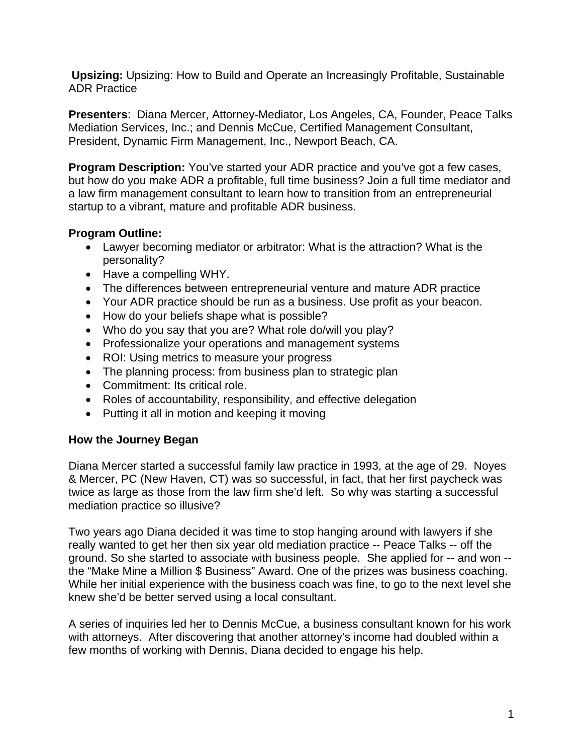**Upsizing:** Upsizing: How to Build and Operate an Increasingly Profitable, Sustainable ADR Practice

**Presenters**: Diana Mercer, Attorney-Mediator, Los Angeles, CA, Founder, Peace Talks Mediation Services, Inc.; and Dennis McCue, Certified Management Consultant, President, Dynamic Firm Management, Inc., Newport Beach, CA.

**Program Description:** You've started your ADR practice and you've got a few cases, but how do you make ADR a profitable, full time business? Join a full time mediator and a law firm management consultant to learn how to transition from an entrepreneurial startup to a vibrant, mature and profitable ADR business.

**Program Outline:**

- Lawyer becoming mediator or arbitrator: What is the attraction? What is the personality?
- Have a compelling WHY.
- The differences between entrepreneurial venture and mature ADR practice
- Your ADR practice should be run as a business. Use profit as your beacon.
- How do your beliefs shape what is possible?
- Who do you say that you are? What role do/will you play?
- Professionalize your operations and management systems
- ROI: Using metrics to measure your progress
- The planning process: from business plan to strategic plan
- Commitment: Its critical role.
- Roles of accountability, responsibility, and effective delegation
- Putting it all in motion and keeping it moving

**How the Journey Began**

Diana Mercer started a successful family law practice in 1993, at the age of 29. Noyes & Mercer, PC (New Haven, CT) was so successful, in fact, that her first paycheck was twice as large as those from the law firm she'd left. So why was starting a successful mediation practice so illusive?

Two years ago Diana decided it was time to stop hanging around with lawyers if she really wanted to get her then six year old mediation practice -- Peace Talks -- off the ground. So she started to associate with business people. She applied for -- and won -- the "Make Mine a Million $ Business" Award. One of the prizes was business coaching. While her initial experience with the business coach was fine, to go to the next level she knew she'd be better served using a local consultant.

A series of inquiries led her to Dennis McCue, a business consultant known for his work with attorneys. After discovering that another attorney's income had doubled within a few months of working with Dennis, Diana decided to engage his help.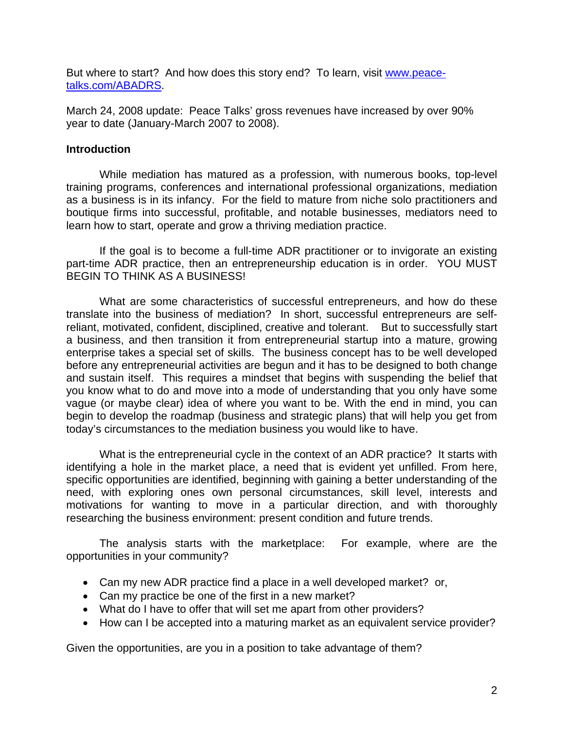But where to start? And how does this story end? To learn, visit [www.peace-talks.com/ABADRS](www.peace-talks.com/ABADRS).

March 24, 2008 update: Peace Talks' gross revenues have increased by over 90% year to date (January-March 2007 to 2008).

**Introduction**

While mediation has matured as a profession, with numerous books, top-level training programs, conferences and international professional organizations, mediation as a business is in its infancy. For the field to mature from niche solo practitioners and boutique firms into successful, profitable, and notable businesses, mediators need to learn how to start, operate and grow a thriving mediation practice.

If the goal is to become a full-time ADR practitioner or to invigorate an existing part-time ADR practice, then an entrepreneurship education is in order. YOU MUST BEGIN TO THINK AS A BUSINESS!

What are some characteristics of successful entrepreneurs, and how do these translate into the business of mediation? In short, successful entrepreneurs are self-reliant, motivated, confident, disciplined, creative and tolerant. But to successfully start a business, and then transition it from entrepreneurial startup into a mature, growing enterprise takes a special set of skills. The business concept has to be well developed before any entrepreneurial activities are begun and it has to be designed to both change and sustain itself. This requires a mindset that begins with suspending the belief that you know what to do and move into a mode of understanding that you only have some vague (or maybe clear) idea of where you want to be. With the end in mind, you can begin to develop the roadmap (business and strategic plans) that will help you get from today's circumstances to the mediation business you would like to have.

What is the entrepreneurial cycle in the context of an ADR practice? It starts with identifying a hole in the market place, a need that is evident yet unfilled. From here, specific opportunities are identified, beginning with gaining a better understanding of the need, with exploring ones own personal circumstances, skill level, interests and motivations for wanting to move in a particular direction, and with thoroughly researching the business environment: present condition and future trends.

The analysis starts with the marketplace: For example, where are the opportunities in your community?

- Can my new ADR practice find a place in a well developed market? or,
- Can my practice be one of the first in a new market?
- What do I have to offer that will set me apart from other providers?
- How can I be accepted into a maturing market as an equivalent service provider?

Given the opportunities, are you in a position to take advantage of them?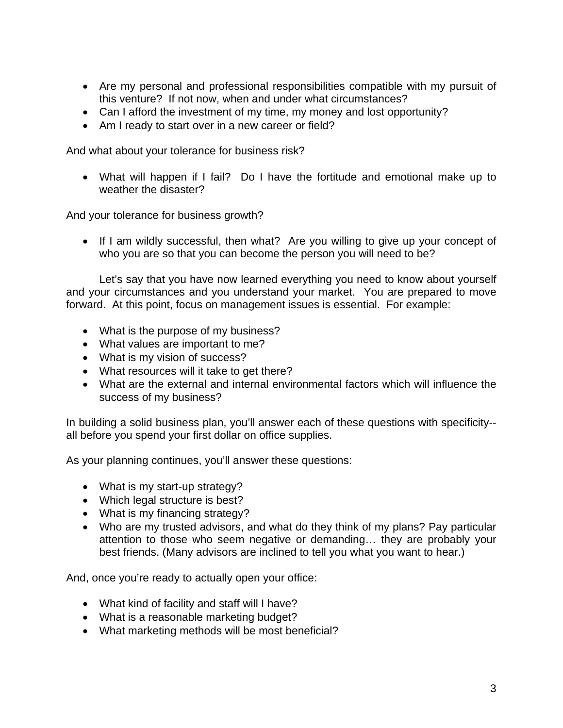- Are my personal and professional responsibilities compatible with my pursuit of this venture? If not now, when and under what circumstances?
- Can I afford the investment of my time, my money and lost opportunity?
- Am I ready to start over in a new career or field?

And what about your tolerance for business risk?

- What will happen if I fail? Do I have the fortitude and emotional make up to weather the disaster?

And your tolerance for business growth?

- If I am wildly successful, then what? Are you willing to give up your concept of who you are so that you can become the person you will need to be?

Let's say that you have now learned everything you need to know about yourself and your circumstances and you understand your market. You are prepared to move forward. At this point, focus on management issues is essential. For example:

- What is the purpose of my business?
- What values are important to me?
- What is my vision of success?
- What resources will it take to get there?
- What are the external and internal environmental factors which will influence the success of my business?

In building a solid business plan, you'll answer each of these questions with specificity--all before you spend your first dollar on office supplies.

As your planning continues, you'll answer these questions:

- What is my start-up strategy?
- Which legal structure is best?
- What is my financing strategy?
- Who are my trusted advisors, and what do they think of my plans? Pay particular attention to those who seem negative or demanding… they are probably your best friends. (Many advisors are inclined to tell you what you want to hear.)

And, once you're ready to actually open your office:

- What kind of facility and staff will I have?
- What is a reasonable marketing budget?
- What marketing methods will be most beneficial?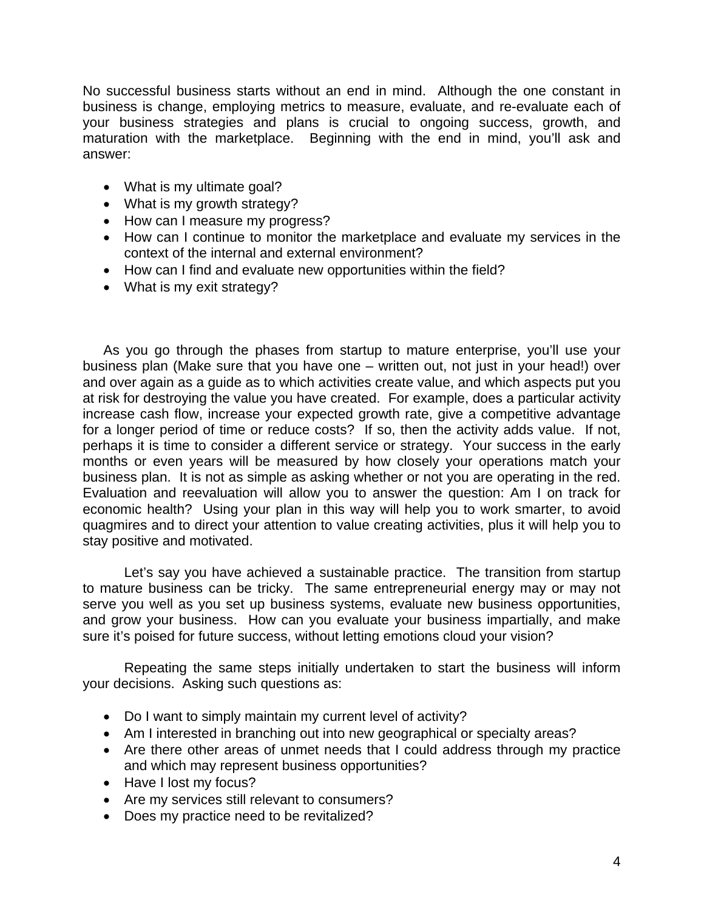No successful business starts without an end in mind. Although the one constant in business is change, employing metrics to measure, evaluate, and re-evaluate each of your business strategies and plans is crucial to ongoing success, growth, and maturation with the marketplace. Beginning with the end in mind, you'll ask and answer:

- What is my ultimate goal?
- What is my growth strategy?
- How can I measure my progress?
- How can I continue to monitor the marketplace and evaluate my services in the context of the internal and external environment?
- How can I find and evaluate new opportunities within the field?
- What is my exit strategy?

As you go through the phases from startup to mature enterprise, you'll use your business plan (Make sure that you have one – written out, not just in your head!) over and over again as a guide as to which activities create value, and which aspects put you at risk for destroying the value you have created. For example, does a particular activity increase cash flow, increase your expected growth rate, give a competitive advantage for a longer period of time or reduce costs? If so, then the activity adds value. If not, perhaps it is time to consider a different service or strategy. Your success in the early months or even years will be measured by how closely your operations match your business plan. It is not as simple as asking whether or not you are operating in the red. Evaluation and reevaluation will allow you to answer the question: Am I on track for economic health? Using your plan in this way will help you to work smarter, to avoid quagmires and to direct your attention to value creating activities, plus it will help you to stay positive and motivated.

Let's say you have achieved a sustainable practice. The transition from startup to mature business can be tricky. The same entrepreneurial energy may or may not serve you well as you set up business systems, evaluate new business opportunities, and grow your business. How can you evaluate your business impartially, and make sure it's poised for future success, without letting emotions cloud your vision?

Repeating the same steps initially undertaken to start the business will inform your decisions. Asking such questions as:

- Do I want to simply maintain my current level of activity?
- Am I interested in branching out into new geographical or specialty areas?
- Are there other areas of unmet needs that I could address through my practice and which may represent business opportunities?
- Have I lost my focus?
- Are my services still relevant to consumers?
- Does my practice need to be revitalized?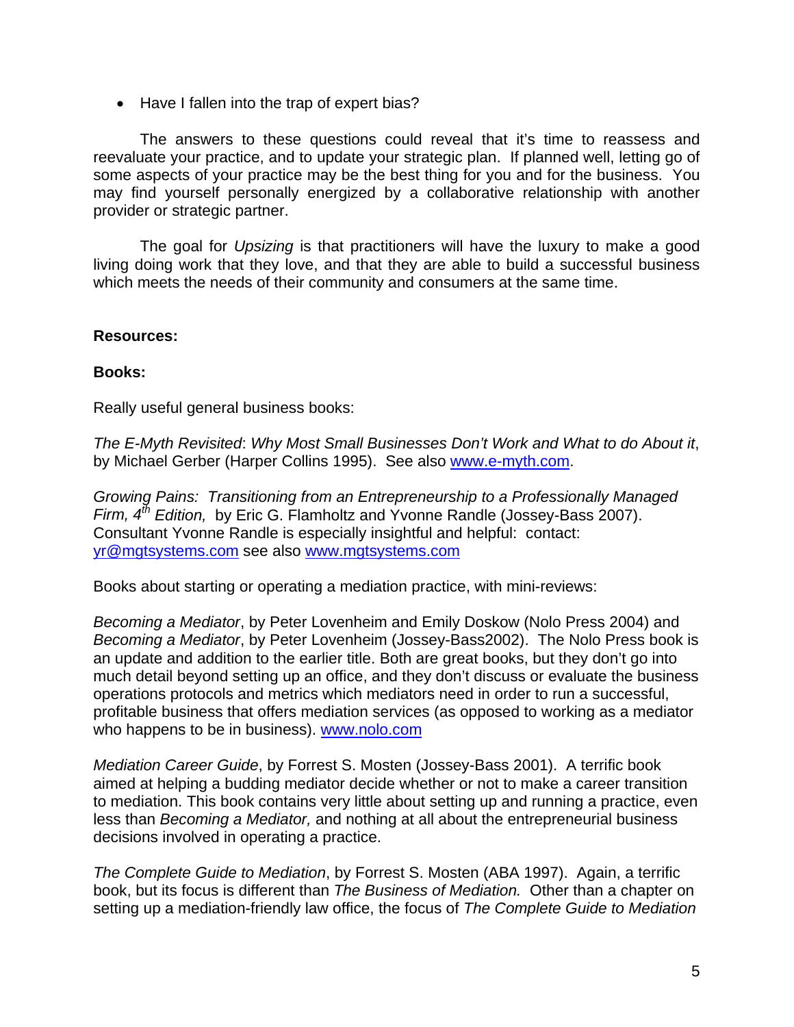- Have I fallen into the trap of expert bias?

The answers to these questions could reveal that it's time to reassess and reevaluate your practice, and to update your strategic plan. If planned well, letting go of some aspects of your practice may be the best thing for you and for the business. You may find yourself personally energized by a collaborative relationship with another provider or strategic partner.

The goal for *Upsizing* is that practitioners will have the luxury to make a good living doing work that they love, and that they are able to build a successful business which meets the needs of their community and consumers at the same time.

**Resources:**

**Books:**

Really useful general business books:

*The E-Myth Revisited*: *Why Most Small Businesses Don't Work and What to do About it*, by Michael Gerber (Harper Collins 1995). See also www.e-myth.com.

*Growing Pains: Transitioning from an Entrepreneurship to a Professionally Managed Firm, 4th Edition,* by Eric G. Flamholtz and Yvonne Randle (Jossey-Bass 2007). Consultant Yvonne Randle is especially insightful and helpful: contact: yr@mgtsystems.com see also www.mgtsystems.com

Books about starting or operating a mediation practice, with mini-reviews:

*Becoming a Mediator*, by Peter Lovenheim and Emily Doskow (Nolo Press 2004) and *Becoming a Mediator*, by Peter Lovenheim (Jossey-Bass2002). The Nolo Press book is an update and addition to the earlier title. Both are great books, but they don't go into much detail beyond setting up an office, and they don't discuss or evaluate the business operations protocols and metrics which mediators need in order to run a successful, profitable business that offers mediation services (as opposed to working as a mediator who happens to be in business). www.nolo.com

*Mediation Career Guide*, by Forrest S. Mosten (Jossey-Bass 2001). A terrific book aimed at helping a budding mediator decide whether or not to make a career transition to mediation. This book contains very little about setting up and running a practice, even less than *Becoming a Mediator,* and nothing at all about the entrepreneurial business decisions involved in operating a practice.

*The Complete Guide to Mediation*, by Forrest S. Mosten (ABA 1997). Again, a terrific book, but its focus is different than *The Business of Mediation.* Other than a chapter on setting up a mediation-friendly law office, the focus of *The Complete Guide to Mediation*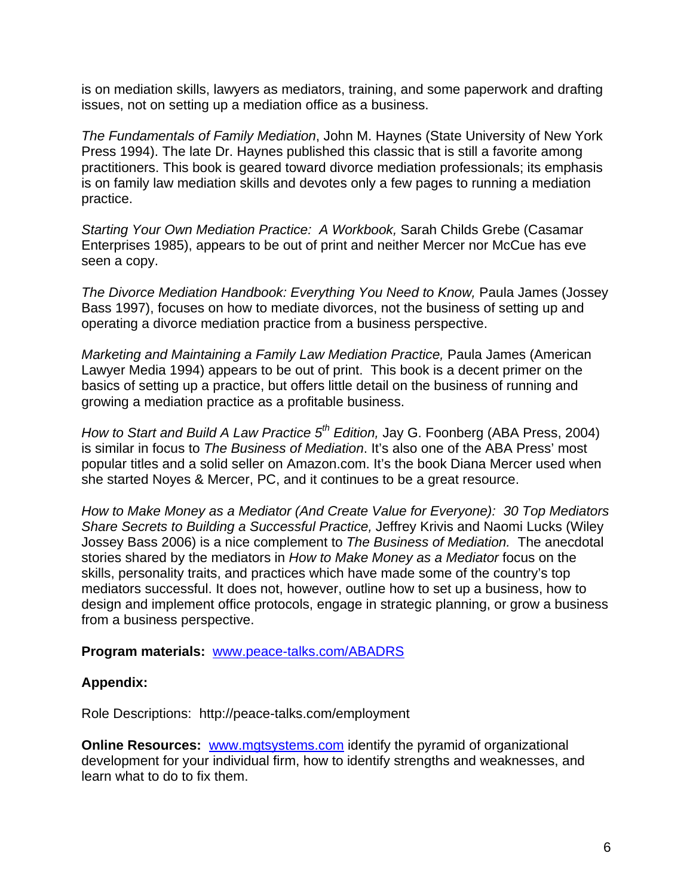is on mediation skills, lawyers as mediators, training, and some paperwork and drafting issues, not on setting up a mediation office as a business.

*The Fundamentals of Family Mediation*, John M. Haynes (State University of New York Press 1994). The late Dr. Haynes published this classic that is still a favorite among practitioners. This book is geared toward divorce mediation professionals; its emphasis is on family law mediation skills and devotes only a few pages to running a mediation practice.

*Starting Your Own Mediation Practice: A Workbook,* Sarah Childs Grebe (Casamar Enterprises 1985), appears to be out of print and neither Mercer nor McCue has eve seen a copy.

*The Divorce Mediation Handbook: Everything You Need to Know,* Paula James (Jossey Bass 1997), focuses on how to mediate divorces, not the business of setting up and operating a divorce mediation practice from a business perspective.

*Marketing and Maintaining a Family Law Mediation Practice,* Paula James (American Lawyer Media 1994) appears to be out of print. This book is a decent primer on the basics of setting up a practice, but offers little detail on the business of running and growing a mediation practice as a profitable business.

*How to Start and Build A Law Practice 5th Edition,* Jay G. Foonberg (ABA Press, 2004) is similar in focus to *The Business of Mediation*. It's also one of the ABA Press' most popular titles and a solid seller on Amazon.com. It's the book Diana Mercer used when she started Noyes & Mercer, PC, and it continues to be a great resource.

*How to Make Money as a Mediator (And Create Value for Everyone): 30 Top Mediators Share Secrets to Building a Successful Practice,* Jeffrey Krivis and Naomi Lucks (Wiley Jossey Bass 2006) is a nice complement to *The Business of Mediation.* The anecdotal stories shared by the mediators in *How to Make Money as a Mediator* focus on the skills, personality traits, and practices which have made some of the country's top mediators successful. It does not, however, outline how to set up a business, how to design and implement office protocols, engage in strategic planning, or grow a business from a business perspective.

**Program materials:** www.peace-talks.com/ABADRS

**Appendix:**

Role Descriptions: http://peace-talks.com/employment

**Online Resources:** www.mgtsystems.com identify the pyramid of organizational development for your individual firm, how to identify strengths and weaknesses, and learn what to do to fix them.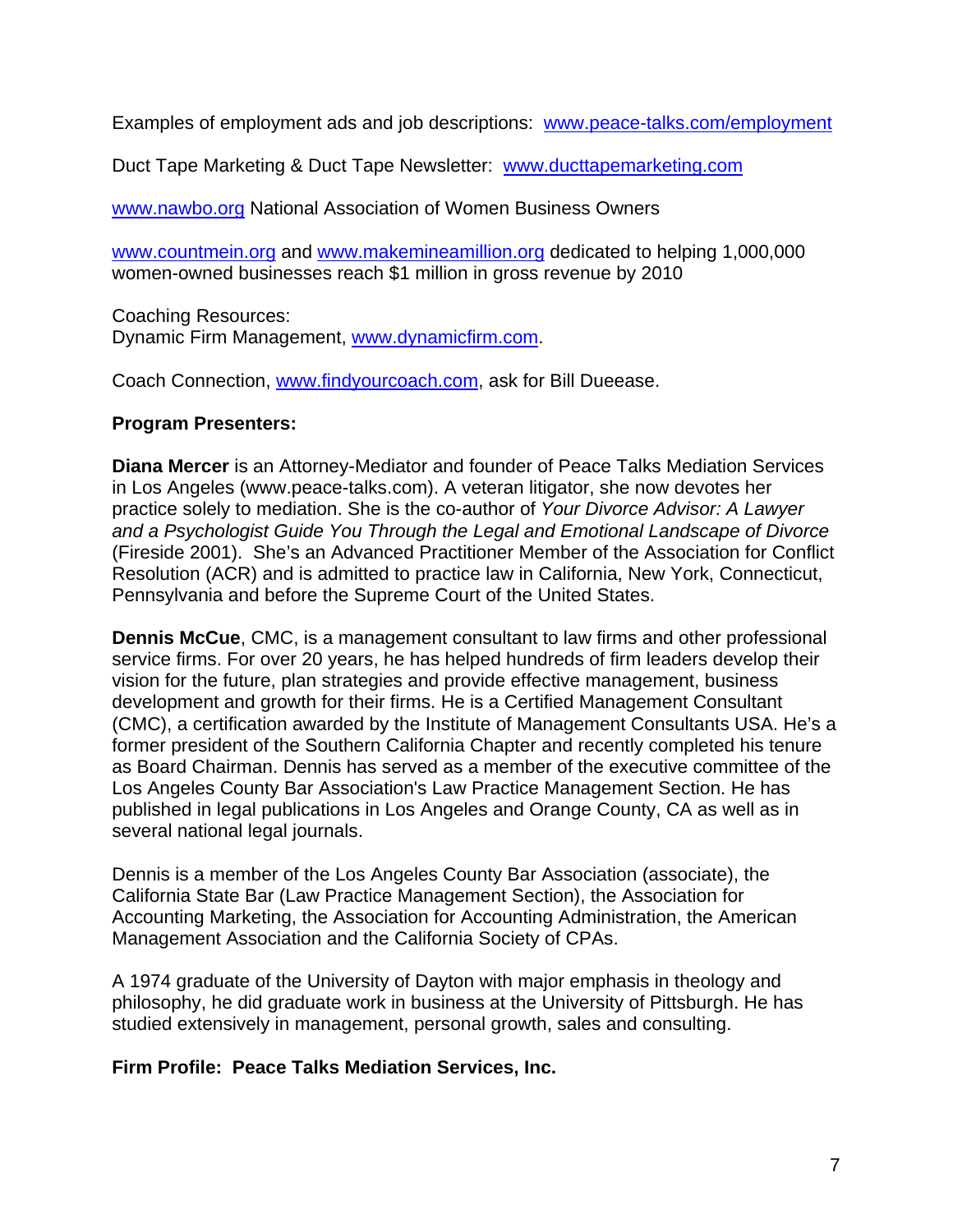Examples of employment ads and job descriptions: www.peace-talks.com/employment

Duct Tape Marketing & Duct Tape Newsletter: www.ducttapemarketing.com

www.nawbo.org National Association of Women Business Owners

www.countmein.org and www.makemineamillion.org dedicated to helping 1,000,000 women-owned businesses reach $1 million in gross revenue by 2010

Coaching Resources:
Dynamic Firm Management, www.dynamicfirm.com.

Coach Connection, www.findyourcoach.com, ask for Bill Dueease.

**Program Presenters:**

**Diana Mercer** is an Attorney-Mediator and founder of Peace Talks Mediation Services in Los Angeles (www.peace-talks.com). A veteran litigator, she now devotes her practice solely to mediation. She is the co-author of *Your Divorce Advisor: A Lawyer and a Psychologist Guide You Through the Legal and Emotional Landscape of Divorce* (Fireside 2001). She's an Advanced Practitioner Member of the Association for Conflict Resolution (ACR) and is admitted to practice law in California, New York, Connecticut, Pennsylvania and before the Supreme Court of the United States.

**Dennis McCue**, CMC, is a management consultant to law firms and other professional service firms. For over 20 years, he has helped hundreds of firm leaders develop their vision for the future, plan strategies and provide effective management, business development and growth for their firms. He is a Certified Management Consultant (CMC), a certification awarded by the Institute of Management Consultants USA. He's a former president of the Southern California Chapter and recently completed his tenure as Board Chairman. Dennis has served as a member of the executive committee of the Los Angeles County Bar Association's Law Practice Management Section. He has published in legal publications in Los Angeles and Orange County, CA as well as in several national legal journals.

Dennis is a member of the Los Angeles County Bar Association (associate), the California State Bar (Law Practice Management Section), the Association for Accounting Marketing, the Association for Accounting Administration, the American Management Association and the California Society of CPAs.

A 1974 graduate of the University of Dayton with major emphasis in theology and philosophy, he did graduate work in business at the University of Pittsburgh. He has studied extensively in management, personal growth, sales and consulting.

**Firm Profile: Peace Talks Mediation Services, Inc.**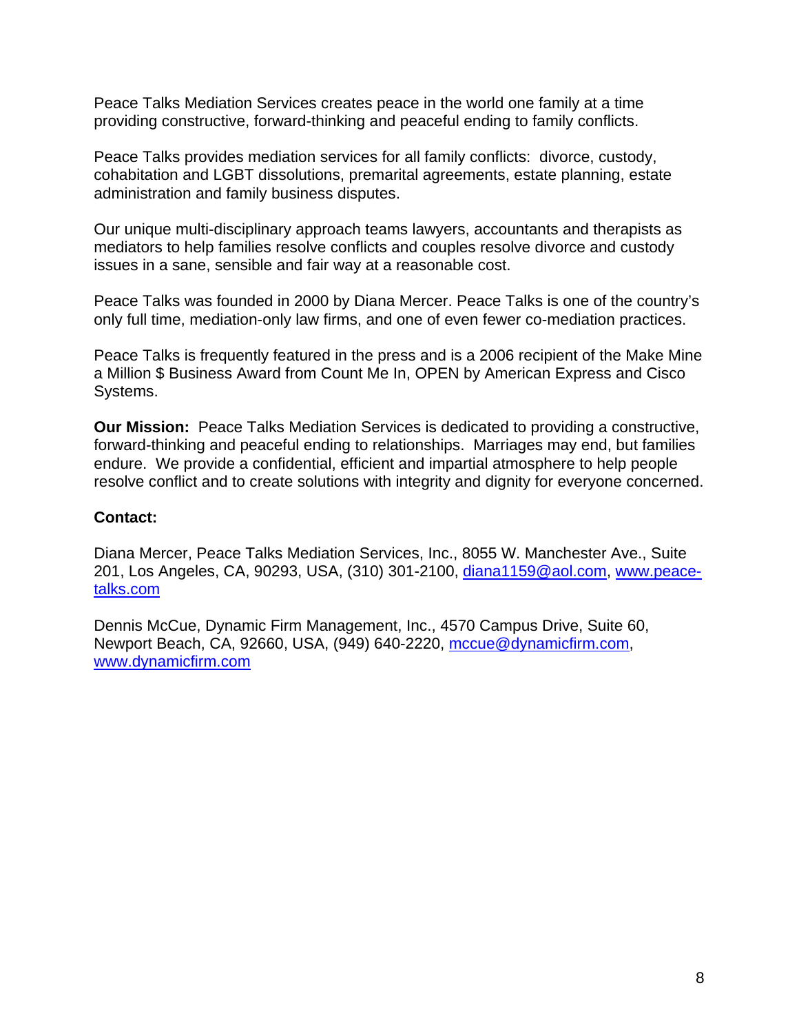Peace Talks Mediation Services creates peace in the world one family at a time providing constructive, forward-thinking and peaceful ending to family conflicts.

Peace Talks provides mediation services for all family conflicts: divorce, custody, cohabitation and LGBT dissolutions, premarital agreements, estate planning, estate administration and family business disputes.

Our unique multi-disciplinary approach teams lawyers, accountants and therapists as mediators to help families resolve conflicts and couples resolve divorce and custody issues in a sane, sensible and fair way at a reasonable cost.

Peace Talks was founded in 2000 by Diana Mercer. Peace Talks is one of the country's only full time, mediation-only law firms, and one of even fewer co-mediation practices.

Peace Talks is frequently featured in the press and is a 2006 recipient of the Make Mine a Million $ Business Award from Count Me In, OPEN by American Express and Cisco Systems.

**Our Mission:** Peace Talks Mediation Services is dedicated to providing a constructive, forward-thinking and peaceful ending to relationships. Marriages may end, but families endure. We provide a confidential, efficient and impartial atmosphere to help people resolve conflict and to create solutions with integrity and dignity for everyone concerned.

**Contact:**

Diana Mercer, Peace Talks Mediation Services, Inc., 8055 W. Manchester Ave., Suite 201, Los Angeles, CA, 90293, USA, (310) 301-2100, diana1159@aol.com, www.peace-talks.com

Dennis McCue, Dynamic Firm Management, Inc., 4570 Campus Drive, Suite 60, Newport Beach, CA, 92660, USA, (949) 640-2220, mccue@dynamicfirm.com, www.dynamicfirm.com